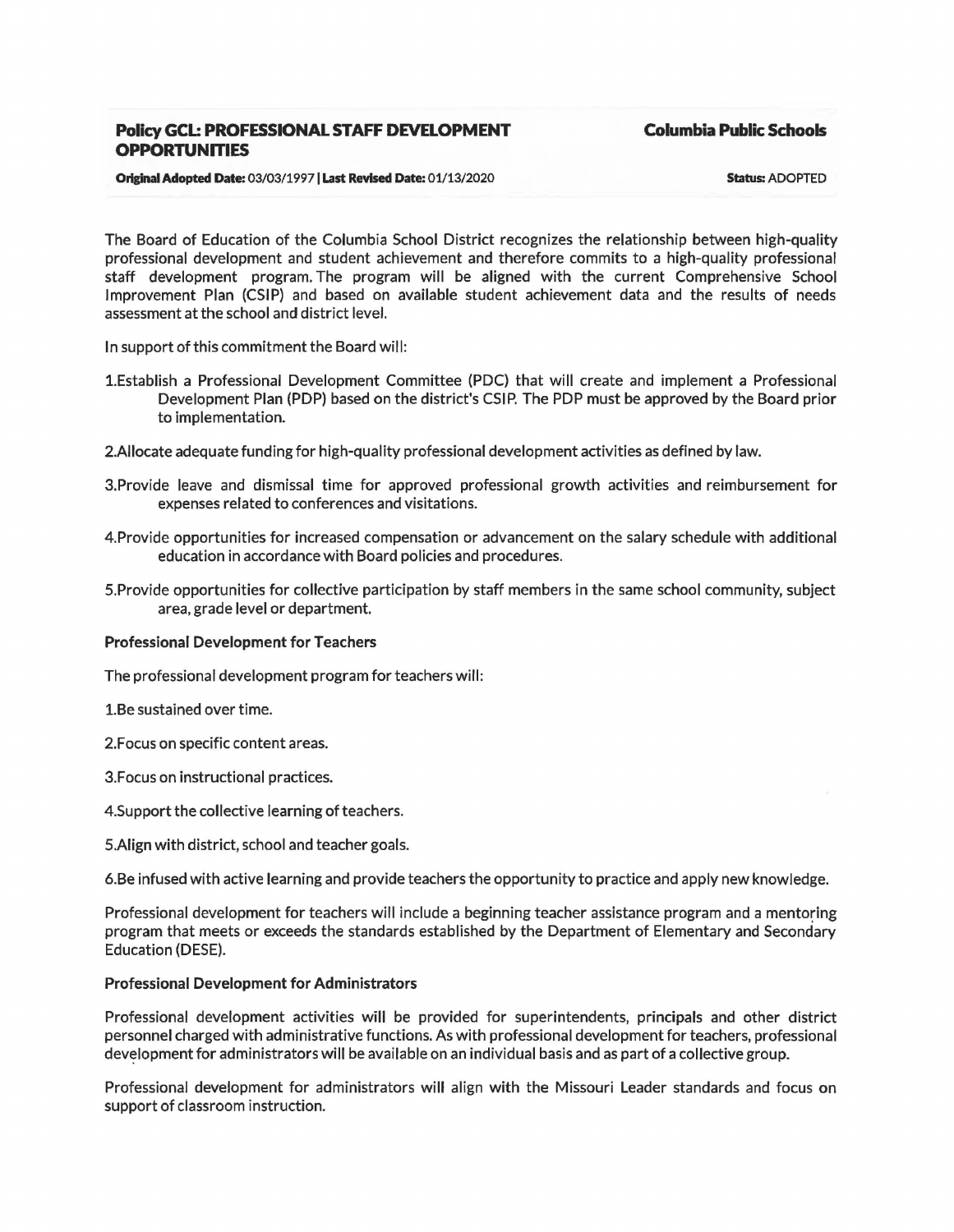# Policy GCL: PROFESSIONAL STAFF DEVELOPMENT OPPORTUNITIES

**Columbia Public Schools**

**Original Adopted Date:** 03/03/1997 | **Last Revised Date:** 01/13/2020

**Status:** ADOPTED

The Board of Education of the Columbia School District recognizes the relationship between high-quality professional development and student achievement and therefore commits to a high-quality professional staff development program. The program will be aligned with the current Comprehensive School Improvement Plan (CSIP) and based on available student achievement data and the results of needs assessment at the school and district level.

In support of this commitment the Board will:

1. Establish a Professional Development Committee (PDC) that will create and implement a Professional Development Plan (PDP) based on the district's CSIP. The PDP must be approved by the Board prior to implementation.
2. Allocate adequate funding for high-quality professional development activities as defined by law.
3. Provide leave and dismissal time for approved professional growth activities and reimbursement for expenses related to conferences and visitations.
4. Provide opportunities for increased compensation or advancement on the salary schedule with additional education in accordance with Board policies and procedures.
5. Provide opportunities for collective participation by staff members in the same school community, subject area, grade level or department.

## Professional Development for Teachers

The professional development program for teachers will:

1. Be sustained over time.
2. Focus on specific content areas.
3. Focus on instructional practices.
4. Support the collective learning of teachers.
5. Align with district, school and teacher goals.
6. Be infused with active learning and provide teachers the opportunity to practice and apply new knowledge.

Professional development for teachers will include a beginning teacher assistance program and a mentoring program that meets or exceeds the standards established by the Department of Elementary and Secondary Education (DESE).

## Professional Development for Administrators

Professional development activities will be provided for superintendents, principals and other district personnel charged with administrative functions. As with professional development for teachers, professional development for administrators will be available on an individual basis and as part of a collective group.

Professional development for administrators will align with the Missouri Leader standards and focus on support of classroom instruction.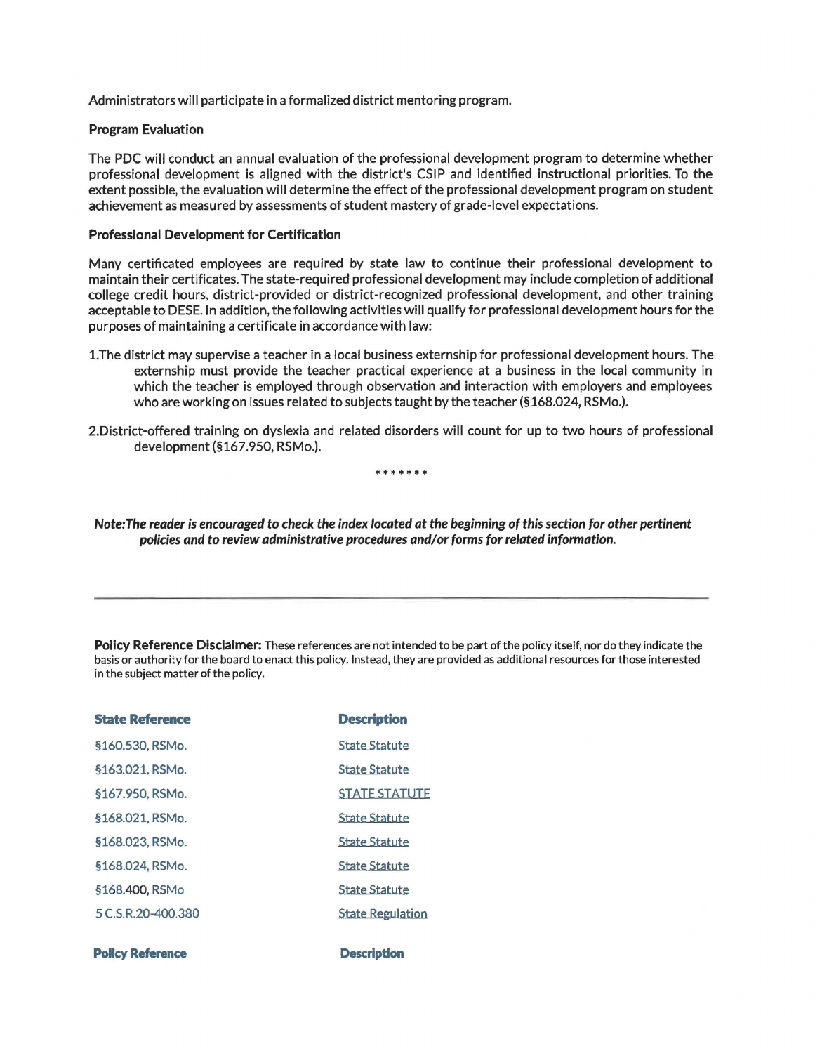Administrators will participate in a formalized district mentoring program.

**Program Evaluation**

The PDC will conduct an annual evaluation of the professional development program to determine whether professional development is aligned with the district's CSIP and identified instructional priorities. To the extent possible, the evaluation will determine the effect of the professional development program on student achievement as measured by assessments of student mastery of grade-level expectations.

**Professional Development for Certification**

Many certificated employees are required by state law to continue their professional development to maintain their certificates. The state-required professional development may include completion of additional college credit hours, district-provided or district-recognized professional development, and other training acceptable to DESE. In addition, the following activities will qualify for professional development hours for the purposes of maintaining a certificate in accordance with law:

1. The district may supervise a teacher in a local business externship for professional development hours. The externship must provide the teacher practical experience at a business in the local community in which the teacher is employed through observation and interaction with employers and employees who are working on issues related to subjects taught by the teacher (§168.024, RSMo.).

2. District-offered training on dyslexia and related disorders will count for up to two hours of professional development (§167.950, RSMo.).

\*\*\*\*\*\*\*

***Note: The reader is encouraged to check the index located at the beginning of this section for other pertinent policies and to review administrative procedures and/or forms for related information.***

---

**Policy Reference Disclaimer:** These references are not intended to be part of the policy itself, nor do they indicate the basis or authority for the board to enact this policy. Instead, they are provided as additional resources for those interested in the subject matter of the policy.

| State Reference | Description |
| --- | --- |
| §160.530, RSMo. | State Statute |
| §163.021, RSMo. | State Statute |
| §167.950, RSMo. | STATE STATUTE |
| §168.021, RSMo. | State Statute |
| §168.023, RSMo. | State Statute |
| §168.024, RSMo. | State Statute |
| §168.400, RSMo | State Statute |
| 5 C.S.R. 20-400.380 | State Regulation |

| Policy Reference | Description |
| --- | --- |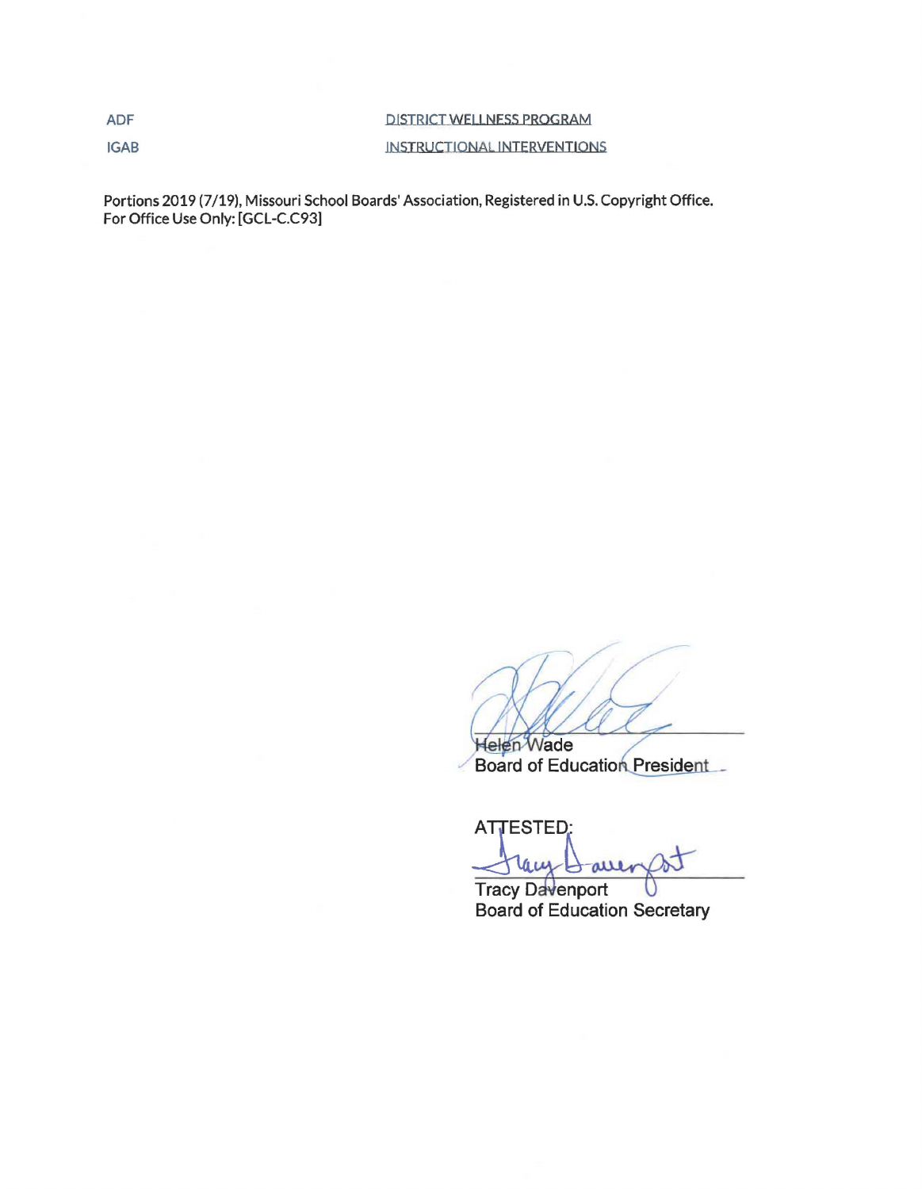| | |
|---|---|
| ADF | DISTRICT WELLNESS PROGRAM |
| IGAB | INSTRUCTIONAL INTERVENTIONS |

**Portions 2019 (7/19), Missouri School Boards' Association, Registered in U.S. Copyright Office.**
**For Office Use Only: [GCL-C.C93]**

Helen Wade
Board of Education President

ATTESTED:

Tracy Davenport
Board of Education Secretary